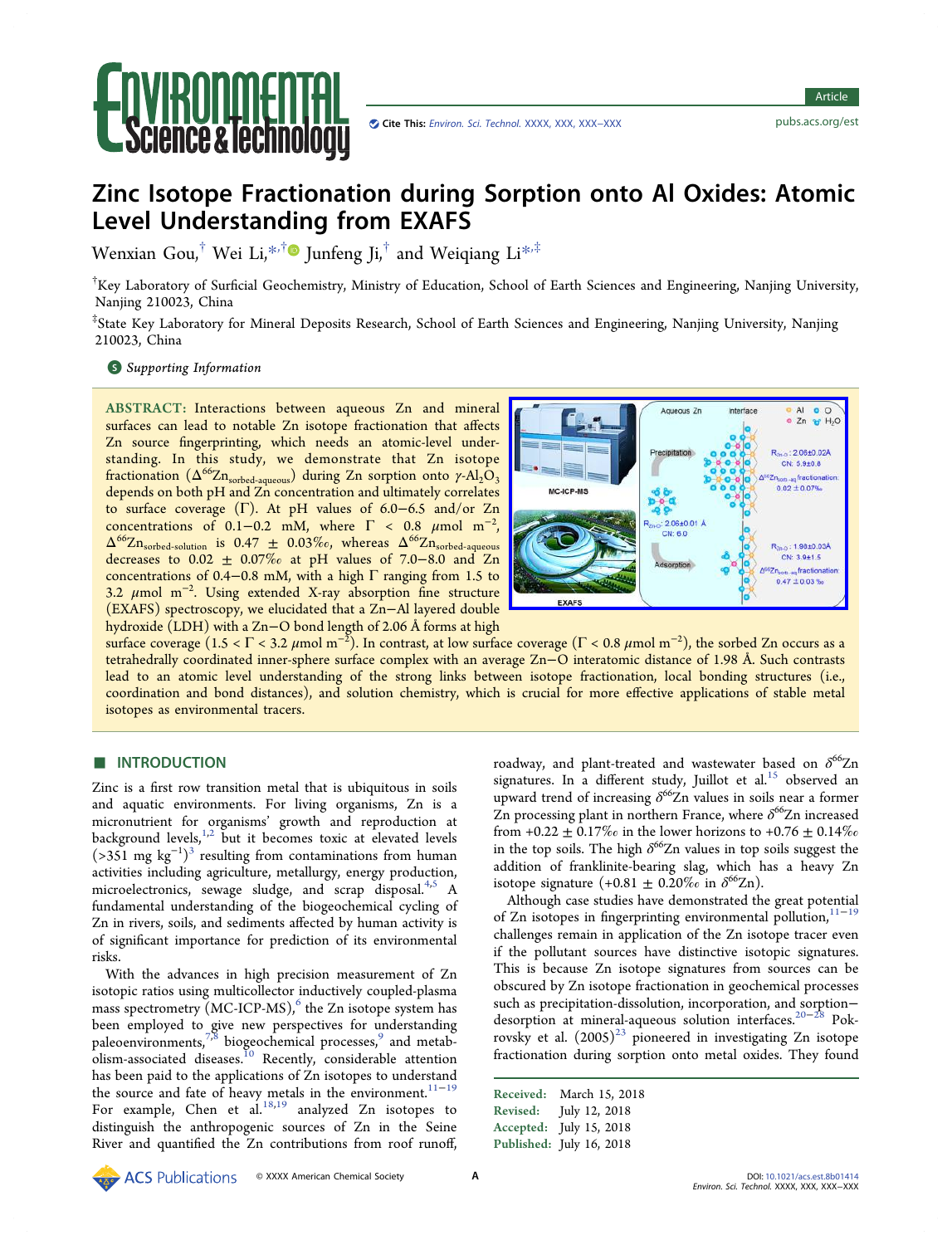# Zinc Isotope Fractionation during Sorption onto Al Oxides: Atomic Level Understanding from EXAFS

Wenxian Gou,[†] Wei Li,[*,†] Junfeng Ji,[†] and Weiqiang Li[*,‡]

[†]Key Laboratory of Surficial Geochemistry, Ministry of Education, School of Earth Sciences and Engineering, Nanjing University, Nanjing 210023, China

[‡]State Key Laboratory for Mineral Deposits Research, School of Earth Sciences and Engineering, Nanjing University, Nanjing 210023, China

*Supporting Information*

**ABSTRACT:** Interactions between aqueous Zn and mineral surfaces can lead to notable Zn isotope fractionation that affects Zn source fingerprinting, which needs an atomic-level understanding. In this study, we demonstrate that Zn isotope fractionation ($\Delta^{66}Zn_{sorbed\text{-}aqueous}$) during Zn sorption onto $\gamma$-$Al_2O_3$ depends on both pH and Zn concentration and ultimately correlates to surface coverage ($\Gamma$). At pH values of 6.0–6.5 and/or Zn concentrations of 0.1–0.2 mM, where $\Gamma < 0.8$ $\mu$mol m$^{-2}$, $\Delta^{66}Zn_{sorbed\text{-}solution}$ is 0.47 ± 0.03‰, whereas $\Delta^{66}Zn_{sorbed\text{-}aqueous}$ decreases to 0.02 ± 0.07‰ at pH values of 7.0–8.0 and Zn concentrations of 0.4–0.8 mM, with a high $\Gamma$ ranging from 1.5 to 3.2 $\mu$mol m$^{-2}$. Using extended X-ray absorption fine structure (EXAFS) spectroscopy, we elucidated that a Zn–Al layered double hydroxide (LDH) with a Zn–O bond length of 2.06 Å forms at high surface coverage ($1.5 < \Gamma < 3.2$ $\mu$mol m$^{-2}$). In contrast, at low surface coverage ($\Gamma < 0.8$ $\mu$mol m$^{-2}$), the sorbed Zn occurs as a tetrahedrally coordinated inner-sphere surface complex with an average Zn–O interatomic distance of 1.98 Å. Such contrasts lead to an atomic level understanding of the strong links between isotope fractionation, local bonding structures (i.e., coordination and bond distances), and solution chemistry, which is crucial for more effective applications of stable metal isotopes as environmental tracers.

## INTRODUCTION

Zinc is a first row transition metal that is ubiquitous in soils and aquatic environments. For living organisms, Zn is a micronutrient for organisms' growth and reproduction at background levels,[1,2] but it becomes toxic at elevated levels (>351 mg kg$^{-1}$)[3] resulting from contaminations from human activities including agriculture, metallurgy, energy production, microelectronics, sewage sludge, and scrap disposal.[4,5] A fundamental understanding of the biogeochemical cycling of Zn in rivers, soils, and sediments affected by human activity is of significant importance for prediction of its environmental risks.

With the advances in high precision measurement of Zn isotopic ratios using multicollector inductively coupled-plasma mass spectrometry (MC-ICP-MS),[6] the Zn isotope system has been employed to give new perspectives for understanding paleoenvironments,[7,8] biogeochemical processes,[9] and metabolism-associated diseases.[10] Recently, considerable attention has been paid to the applications of Zn isotopes to understand the source and fate of heavy metals in the environment.[11−19] For example, Chen et al.[18,19] analyzed Zn isotopes to distinguish the anthropogenic sources of Zn in the Seine River and quantified the Zn contributions from roof runoff, roadway, and plant-treated and wastewater based on $\delta^{66}$Zn signatures. In a different study, Juillot et al.[15] observed an upward trend of increasing $\delta^{66}$Zn values in soils near a former Zn processing plant in northern France, where $\delta^{66}$Zn increased from +0.22 ± 0.17‰ in the lower horizons to +0.76 ± 0.14‰ in the top soils. The high $\delta^{66}$Zn values in top soils suggest the addition of franklinite-bearing slag, which has a heavy Zn isotope signature (+0.81 ± 0.20‰ in $\delta^{66}$Zn).

Although case studies have demonstrated the great potential of Zn isotopes in fingerprinting environmental pollution,[11−19] challenges remain in application of the Zn isotope tracer even if the pollutant sources have distinctive isotopic signatures. This is because Zn isotope signatures from sources can be obscured by Zn isotope fractionation in geochemical processes such as precipitation-dissolution, incorporation, and sorption–desorption at mineral-aqueous solution interfaces.[20−28] Pokrovsky et al. (2005)[23] pioneered in investigating Zn isotope fractionation during sorption onto metal oxides. They found

Received: March 15, 2018
Revised: July 12, 2018
Accepted: July 15, 2018
Published: July 16, 2018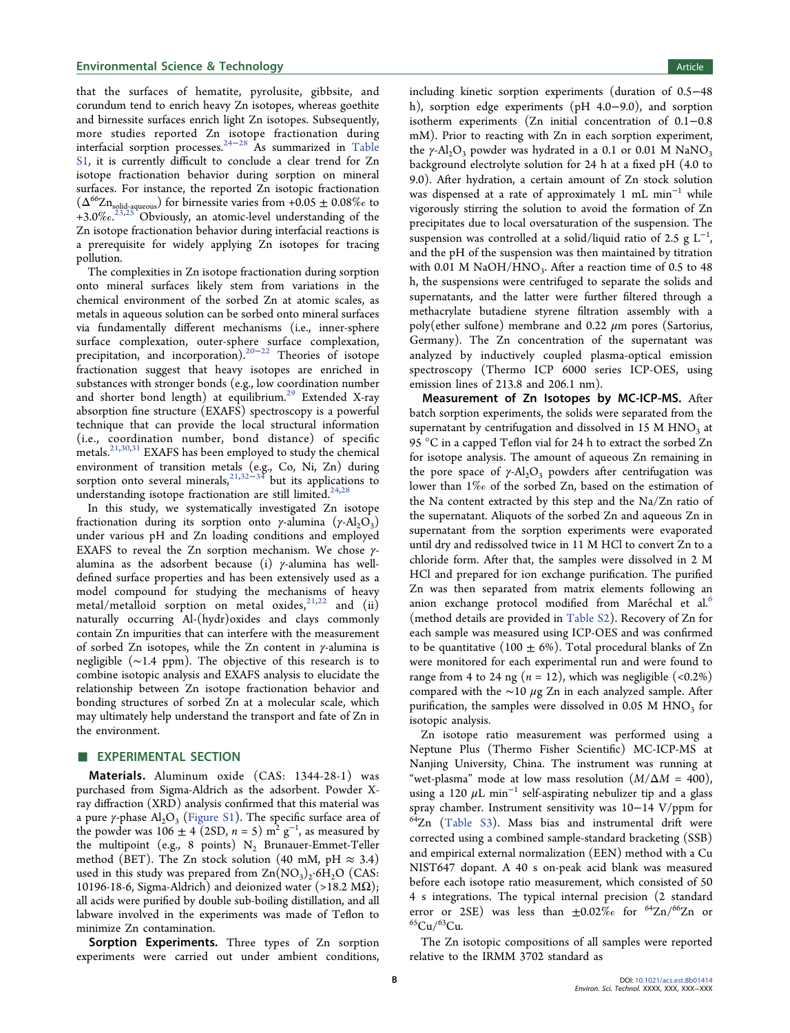that the surfaces of hematite, pyrolusite, gibbsite, and corundum tend to enrich heavy Zn isotopes, whereas goethite and birnessite surfaces enrich light Zn isotopes. Subsequently, more studies reported Zn isotope fractionation during interfacial sorption processes.[24−28] As summarized in Table S1, it is currently difficult to conclude a clear trend for Zn isotope fractionation behavior during sorption on mineral surfaces. For instance, the reported Zn isotopic fractionation ($\Delta^{66}Zn_{solid\text{-}aqueous}$) for birnessite varies from +0.05 ± 0.08‰ to +3.0‰.[23,25] Obviously, an atomic-level understanding of the Zn isotope fractionation behavior during interfacial reactions is a prerequisite for widely applying Zn isotopes for tracing pollution.

The complexities in Zn isotope fractionation during sorption onto mineral surfaces likely stem from variations in the chemical environment of the sorbed Zn at atomic scales, as metals in aqueous solution can be sorbed onto mineral surfaces via fundamentally different mechanisms (i.e., inner-sphere surface complexation, outer-sphere surface complexation, precipitation, and incorporation).[20−22] Theories of isotope fractionation suggest that heavy isotopes are enriched in substances with stronger bonds (e.g., low coordination number and shorter bond length) at equilibrium.[29] Extended X-ray absorption fine structure (EXAFS) spectroscopy is a powerful technique that can provide the local structural information (i.e., coordination number, bond distance) of specific metals.[21,30,31] EXAFS has been employed to study the chemical environment of transition metals (e.g., Co, Ni, Zn) during sorption onto several minerals,[21,32−34] but its applications to understanding isotope fractionation are still limited.[24,28]

In this study, we systematically investigated Zn isotope fractionation during its sorption onto γ-alumina (γ-$Al_2O_3$) under various pH and Zn loading conditions and employed EXAFS to reveal the Zn sorption mechanism. We chose γ-alumina as the adsorbent because (i) γ-alumina has well-defined surface properties and has been extensively used as a model compound for studying the mechanisms of heavy metal/metalloid sorption on metal oxides,[21,22] and (ii) naturally occurring Al-(hydr)oxides and clays commonly contain Zn impurities that can interfere with the measurement of sorbed Zn isotopes, while the Zn content in γ-alumina is negligible (~1.4 ppm). The objective of this research is to combine isotopic analysis and EXAFS analysis to elucidate the relationship between Zn isotope fractionation behavior and bonding structures of sorbed Zn at a molecular scale, which may ultimately help understand the transport and fate of Zn in the environment.

## ■ EXPERIMENTAL SECTION

**Materials.** Aluminum oxide (CAS: 1344-28-1) was purchased from Sigma-Aldrich as the adsorbent. Powder X-ray diffraction (XRD) analysis confirmed that this material was a pure γ-phase $Al_2O_3$ (Figure S1). The specific surface area of the powder was 106 ± 4 (2SD, $n = 5$) $m^2\ g^{-1}$, as measured by the multipoint (e.g., 8 points) $N_2$ Brunauer-Emmet-Teller method (BET). The Zn stock solution (40 mM, pH ≈ 3.4) used in this study was prepared from $Zn(NO_3)_2{\cdot}6H_2O$ (CAS: 10196-18-6, Sigma-Aldrich) and deionized water (>18.2 MΩ); all acids were purified by double sub-boiling distillation, and all labware involved in the experiments was made of Teflon to minimize Zn contamination.

**Sorption Experiments.** Three types of Zn sorption experiments were carried out under ambient conditions, including kinetic sorption experiments (duration of 0.5−48 h), sorption edge experiments (pH 4.0−9.0), and sorption isotherm experiments (Zn initial concentration of 0.1−0.8 mM). Prior to reacting with Zn in each sorption experiment, the γ-$Al_2O_3$ powder was hydrated in a 0.1 or 0.01 M $NaNO_3$ background electrolyte solution for 24 h at a fixed pH (4.0 to 9.0). After hydration, a certain amount of Zn stock solution was dispensed at a rate of approximately 1 mL $min^{-1}$ while vigorously stirring the solution to avoid the formation of Zn precipitates due to local oversaturation of the suspension. The suspension was controlled at a solid/liquid ratio of 2.5 g $L^{-1}$, and the pH of the suspension was then maintained by titration with 0.01 M $NaOH/HNO_3$. After a reaction time of 0.5 to 48 h, the suspensions were centrifuged to separate the solids and supernatants, and the latter were further filtered through a methacrylate butadiene styrene filtration assembly with a poly(ether sulfone) membrane and 0.22 μm pores (Sartorius, Germany). The Zn concentration of the supernatant was analyzed by inductively coupled plasma-optical emission spectroscopy (Thermo ICP 6000 series ICP-OES, using emission lines of 213.8 and 206.1 nm).

**Measurement of Zn Isotopes by MC-ICP-MS.** After batch sorption experiments, the solids were separated from the supernatant by centrifugation and dissolved in 15 M $HNO_3$ at 95 °C in a capped Teflon vial for 24 h to extract the sorbed Zn for isotope analysis. The amount of aqueous Zn remaining in the pore space of γ-$Al_2O_3$ powders after centrifugation was lower than 1‰ of the sorbed Zn, based on the estimation of the Na content extracted by this step and the Na/Zn ratio of the supernatant. Aliquots of the sorbed Zn and aqueous Zn in supernatant from the sorption experiments were evaporated until dry and redissolved twice in 11 M HCl to convert Zn to a chloride form. After that, the samples were dissolved in 2 M HCl and prepared for ion exchange purification. The purified Zn was then separated from matrix elements following an anion exchange protocol modified from Maréchal et al.[6] (method details are provided in Table S2). Recovery of Zn for each sample was measured using ICP-OES and was confirmed to be quantitative (100 ± 6%). Total procedural blanks of Zn were monitored for each experimental run and were found to range from 4 to 24 ng ($n = 12$), which was negligible (<0.2%) compared with the ~10 μg Zn in each analyzed sample. After purification, the samples were dissolved in 0.05 M $HNO_3$ for isotopic analysis.

Zn isotope ratio measurement was performed using a Neptune Plus (Thermo Fisher Scientific) MC-ICP-MS at Nanjing University, China. The instrument was running at "wet-plasma" mode at low mass resolution ($M/\Delta M = 400$), using a 120 μL $min^{-1}$ self-aspirating nebulizer tip and a glass spray chamber. Instrument sensitivity was 10−14 V/ppm for $^{64}Zn$ (Table S3). Mass bias and instrumental drift were corrected using a combined sample-standard bracketing (SSB) and empirical external normalization (EEN) method with a Cu NIST647 dopant. A 40 s on-peak acid blank was measured before each isotope ratio measurement, which consisted of 50 4 s integrations. The typical internal precision (2 standard error or 2SE) was less than ±0.02‰ for $^{64}Zn/^{66}Zn$ or $^{65}Cu/^{63}Cu$.

The Zn isotopic compositions of all samples were reported relative to the IRMM 3702 standard as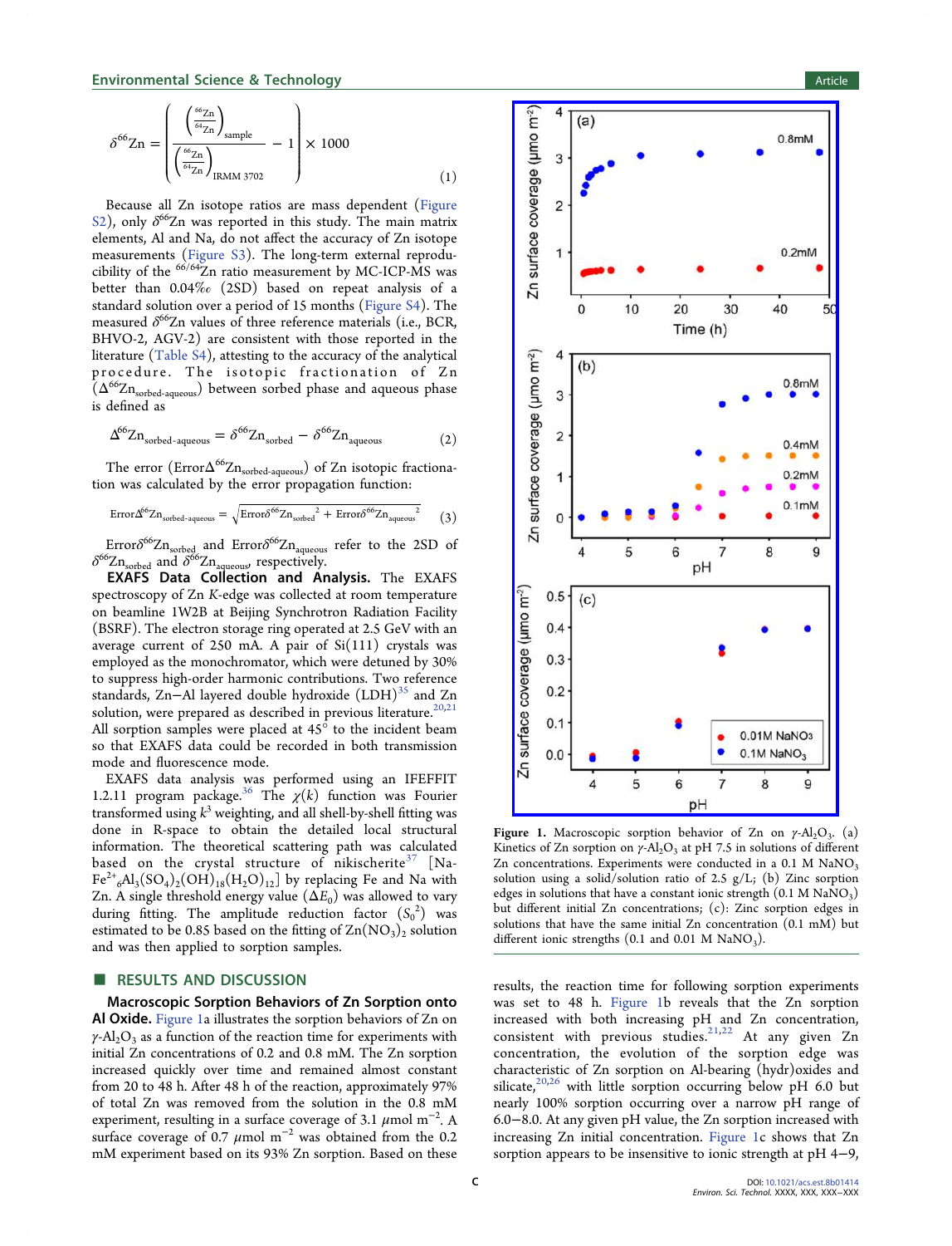$$\delta^{66}\text{Zn} = \left( \frac{\left(\frac{^{66}\text{Zn}}{^{64}\text{Zn}}\right)_{\text{sample}}}{\left(\frac{^{66}\text{Zn}}{^{64}\text{Zn}}\right)_{\text{IRMM 3702}}} - 1 \right) \times 1000 \quad (1)$$

Because all Zn isotope ratios are mass dependent (Figure S2), only $\delta^{66}$Zn was reported in this study. The main matrix elements, Al and Na, do not affect the accuracy of Zn isotope measurements (Figure S3). The long-term external reproducibility of the $^{66/64}$Zn ratio measurement by MC-ICP-MS was better than 0.04‰ (2SD) based on repeat analysis of a standard solution over a period of 15 months (Figure S4). The measured $\delta^{66}$Zn values of three reference materials (i.e., BCR, BHVO-2, AGV-2) are consistent with those reported in the literature (Table S4), attesting to the accuracy of the analytical procedure. The isotopic fractionation of Zn ($\Delta^{66}\text{Zn}_{\text{sorbed-aqueous}}$) between sorbed phase and aqueous phase is defined as

$$\Delta^{66}\text{Zn}_{\text{sorbed-aqueous}} = \delta^{66}\text{Zn}_{\text{sorbed}} - \delta^{66}\text{Zn}_{\text{aqueous}} \quad (2)$$

The error ($\text{Error}\Delta^{66}\text{Zn}_{\text{sorbed-aqueous}}$) of Zn isotopic fractionation was calculated by the error propagation function:

$$\text{Error}\Delta^{66}\text{Zn}_{\text{sorbed-aqueous}} = \sqrt{\text{Error}\delta^{66}\text{Zn}_{\text{sorbed}}^{2} + \text{Error}\delta^{66}\text{Zn}_{\text{aqueous}}^{2}} \quad (3)$$

$\text{Error}\delta^{66}\text{Zn}_{\text{sorbed}}$ and $\text{Error}\delta^{66}\text{Zn}_{\text{aqueous}}$ refer to the 2SD of $\delta^{66}\text{Zn}_{\text{sorbed}}$ and $\delta^{66}\text{Zn}_{\text{aqueous}}$, respectively.

**EXAFS Data Collection and Analysis.** The EXAFS spectroscopy of Zn *K*-edge was collected at room temperature on beamline 1W2B at Beijing Synchrotron Radiation Facility (BSRF). The electron storage ring operated at 2.5 GeV with an average current of 250 mA. A pair of Si(111) crystals was employed as the monochromator, which were detuned by 30% to suppress high-order harmonic contributions. Two reference standards, Zn−Al layered double hydroxide (LDH)[35] and Zn solution, were prepared as described in previous literature.[20,21] All sorption samples were placed at 45° to the incident beam so that EXAFS data could be recorded in both transmission mode and fluorescence mode.

EXAFS data analysis was performed using an IFEFFIT 1.2.11 program package.[36] The $\chi(k)$ function was Fourier transformed using $k^3$ weighting, and all shell-by-shell fitting was done in R-space to obtain the detailed local structural information. The theoretical scattering path was calculated based on the crystal structure of nikischerite[37] [$NaFe^{2+}{}_6Al_3(SO_4)_2(OH)_{18}(H_2O)_{12}$] by replacing Fe and Na with Zn. A single threshold energy value ($\Delta E_0$) was allowed to vary during fitting. The amplitude reduction factor ($S_0^2$) was estimated to be 0.85 based on the fitting of $Zn(NO_3)_2$ solution and was then applied to sorption samples.

## RESULTS AND DISCUSSION

**Macroscopic Sorption Behaviors of Zn Sorption onto Al Oxide.** Figure 1a illustrates the sorption behaviors of Zn on $\gamma$-$Al_2O_3$ as a function of the reaction time for experiments with initial Zn concentrations of 0.2 and 0.8 mM. The Zn sorption increased quickly over time and remained almost constant from 20 to 48 h. After 48 h of the reaction, approximately 97% of total Zn was removed from the solution in the 0.8 mM experiment, resulting in a surface coverage of 3.1 $\mu$mol m$^{-2}$. A surface coverage of 0.7 $\mu$mol m$^{-2}$ was obtained from the 0.2 mM experiment based on its 93% Zn sorption. Based on these results, the reaction time for following sorption experiments was set to 48 h. Figure 1b reveals that the Zn sorption increased with both increasing pH and Zn concentration, consistent with previous studies.[21,22] At any given Zn concentration, the evolution of the sorption edge was characteristic of Zn sorption on Al-bearing (hydr)oxides and silicate,[20,26] with little sorption occurring below pH 6.0 but nearly 100% sorption occurring over a narrow pH range of 6.0−8.0. At any given pH value, the Zn sorption increased with increasing Zn initial concentration. Figure 1c shows that Zn sorption appears to be insensitive to ionic strength at pH 4−9,

**Figure 1.** Macroscopic sorption behavior of Zn on $\gamma$-$Al_2O_3$. (a) Kinetics of Zn sorption on $\gamma$-$Al_2O_3$ at pH 7.5 in solutions of different Zn concentrations. Experiments were conducted in a 0.1 M $NaNO_3$ solution using a solid/solution ratio of 2.5 g/L; (b) Zinc sorption edges in solutions that have a constant ionic strength (0.1 M $NaNO_3$) but different initial Zn concentrations; (c): Zinc sorption edges in solutions that have the same initial Zn concentration (0.1 mM) but different ionic strengths (0.1 and 0.01 M $NaNO_3$).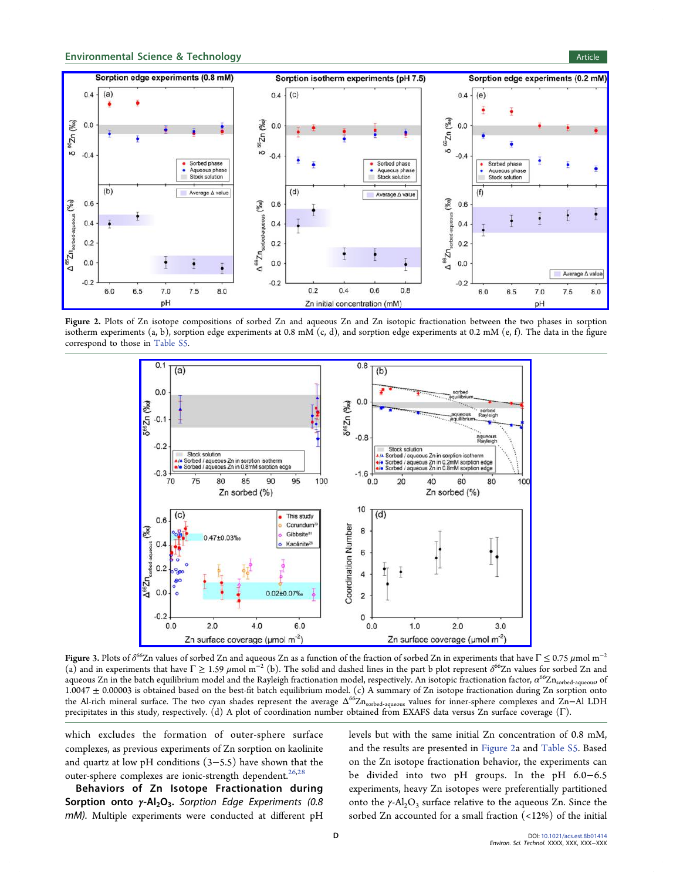**Figure 2.** Plots of Zn isotope compositions of sorbed Zn and aqueous Zn and Zn isotopic fractionation between the two phases in sorption isotherm experiments (a, b), sorption edge experiments at 0.8 mM (c, d), and sorption edge experiments at 0.2 mM (e, f). The data in the figure correspond to those in Table S5.

**Figure 3.** Plots of $\delta^{66}Zn$ values of sorbed Zn and aqueous Zn as a function of the fraction of sorbed Zn in experiments that have $\Gamma \leq 0.75\ \mu mol\ m^{-2}$ (a) and in experiments that have $\Gamma \geq 1.59\ \mu mol\ m^{-2}$ (b). The solid and dashed lines in the part b plot represent $\delta^{66}Zn$ values for sorbed Zn and aqueous Zn in the batch equilibrium model and the Rayleigh fractionation model, respectively. An isotopic fractionation factor, $\alpha^{66}Zn_{sorbed\text{-}aqueous}$, of $1.0047 \pm 0.00003$ is obtained based on the best-fit batch equilibrium model. (c) A summary of Zn isotope fractionation during Zn sorption onto the Al-rich mineral surface. The two cyan shades represent the average $\Delta^{66}Zn_{sorbed\text{-}aqueous}$ values for inner-sphere complexes and Zn–Al LDH precipitates in this study, respectively. (d) A plot of coordination number obtained from EXAFS data versus Zn surface coverage ($\Gamma$).

which excludes the formation of outer-sphere surface complexes, as previous experiments of Zn sorption on kaolinite and quartz at low pH conditions (3–5.5) have shown that the outer-sphere complexes are ionic-strength dependent.[26,28]

**Behaviors of Zn Isotope Fractionation during Sorption onto $\gamma$-$Al_2O_3$.** *Sorption Edge Experiments (0.8 mM).* Multiple experiments were conducted at different pH levels but with the same initial Zn concentration of 0.8 mM, and the results are presented in Figure 2a and Table S5. Based on the Zn isotope fractionation behavior, the experiments can be divided into two pH groups. In the pH 6.0–6.5 experiments, heavy Zn isotopes were preferentially partitioned onto the $\gamma$-$Al_2O_3$ surface relative to the aqueous Zn. Since the sorbed Zn accounted for a small fraction (<12%) of the initial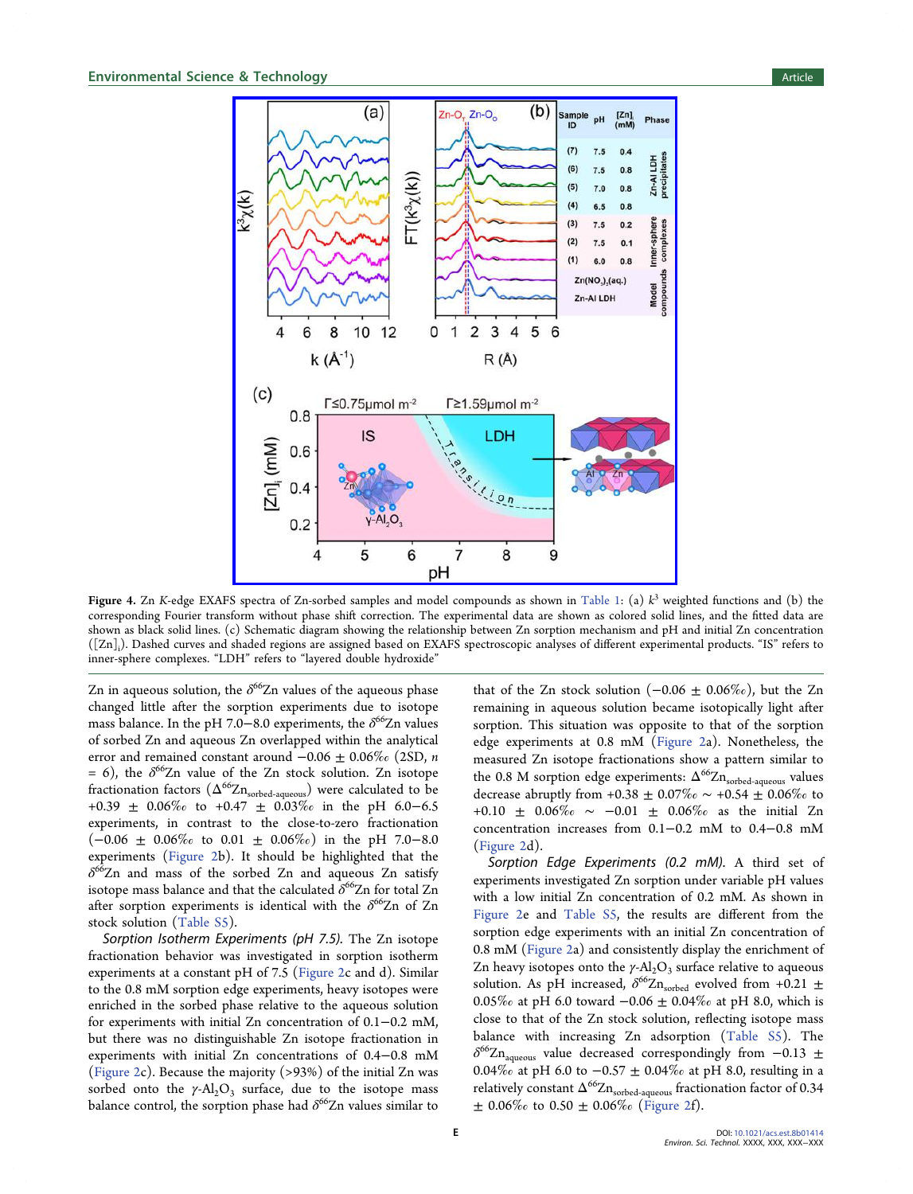Figure 4. Zn *K*-edge EXAFS spectra of Zn-sorbed samples and model compounds as shown in Table 1: (a) $k^3$ weighted functions and (b) the corresponding Fourier transform without phase shift correction. The experimental data are shown as colored solid lines, and the fitted data are shown as black solid lines. (c) Schematic diagram showing the relationship between Zn sorption mechanism and pH and initial Zn concentration ($[Zn]_i$). Dashed curves and shaded regions are assigned based on EXAFS spectroscopic analyses of different experimental products. "IS" refers to inner-sphere complexes. "LDH" refers to "layered double hydroxide"

Zn in aqueous solution, the $\delta^{66}Zn$ values of the aqueous phase changed little after the sorption experiments due to isotope mass balance. In the pH 7.0–8.0 experiments, the $\delta^{66}Zn$ values of sorbed Zn and aqueous Zn overlapped within the analytical error and remained constant around −0.06 ± 0.06‰ (2SD, *n* = 6), the $\delta^{66}Zn$ value of the Zn stock solution. Zn isotope fractionation factors ($\Delta^{66}Zn_{sorbed\text{-}aqueous}$) were calculated to be +0.39 ± 0.06‰ to +0.47 ± 0.03‰ in the pH 6.0–6.5 experiments, in contrast to the close-to-zero fractionation (−0.06 ± 0.06‰ to 0.01 ± 0.06‰) in the pH 7.0–8.0 experiments (Figure 2b). It should be highlighted that the $\delta^{66}Zn$ and mass of the sorbed Zn and aqueous Zn satisfy isotope mass balance and that the calculated $\delta^{66}Zn$ for total Zn after sorption experiments is identical with the $\delta^{66}Zn$ of Zn stock solution (Table S5).

*Sorption Isotherm Experiments (pH 7.5).* The Zn isotope fractionation behavior was investigated in sorption isotherm experiments at a constant pH of 7.5 (Figure 2c and d). Similar to the 0.8 mM sorption edge experiments, heavy isotopes were enriched in the sorbed phase relative to the aqueous solution for experiments with initial Zn concentration of 0.1–0.2 mM, but there was no distinguishable Zn isotope fractionation in experiments with initial Zn concentrations of 0.4–0.8 mM (Figure 2c). Because the majority (>93%) of the initial Zn was sorbed onto the $\gamma$-$Al_2O_3$ surface, due to the isotope mass balance control, the sorption phase had $\delta^{66}Zn$ values similar to that of the Zn stock solution (−0.06 ± 0.06‰), but the Zn remaining in aqueous solution became isotopically light after sorption. This situation was opposite to that of the sorption edge experiments at 0.8 mM (Figure 2a). Nonetheless, the measured Zn isotope fractionations show a pattern similar to the 0.8 M sorption edge experiments: $\Delta^{66}Zn_{sorbed\text{-}aqueous}$ values decrease abruptly from +0.38 ± 0.07‰ ∼ +0.54 ± 0.06‰ to +0.10 ± 0.06‰ ∼ −0.01 ± 0.06‰ as the initial Zn concentration increases from 0.1–0.2 mM to 0.4–0.8 mM (Figure 2d).

*Sorption Edge Experiments (0.2 mM).* A third set of experiments investigated Zn sorption under variable pH values with a low initial Zn concentration of 0.2 mM. As shown in Figure 2e and Table S5, the results are different from the sorption edge experiments with an initial Zn concentration of 0.8 mM (Figure 2a) and consistently display the enrichment of Zn heavy isotopes onto the $\gamma$-$Al_2O_3$ surface relative to aqueous solution. As pH increased, $\delta^{66}Zn_{sorbed}$ evolved from +0.21 ± 0.05‰ at pH 6.0 toward −0.06 ± 0.04‰ at pH 8.0, which is close to that of the Zn stock solution, reflecting isotope mass balance with increasing Zn adsorption (Table S5). The $\delta^{66}Zn_{aqueous}$ value decreased correspondingly from −0.13 ± 0.04‰ at pH 6.0 to −0.57 ± 0.04‰ at pH 8.0, resulting in a relatively constant $\Delta^{66}Zn_{sorbed\text{-}aqueous}$ fractionation factor of 0.34 ± 0.06‰ to 0.50 ± 0.06‰ (Figure 2f).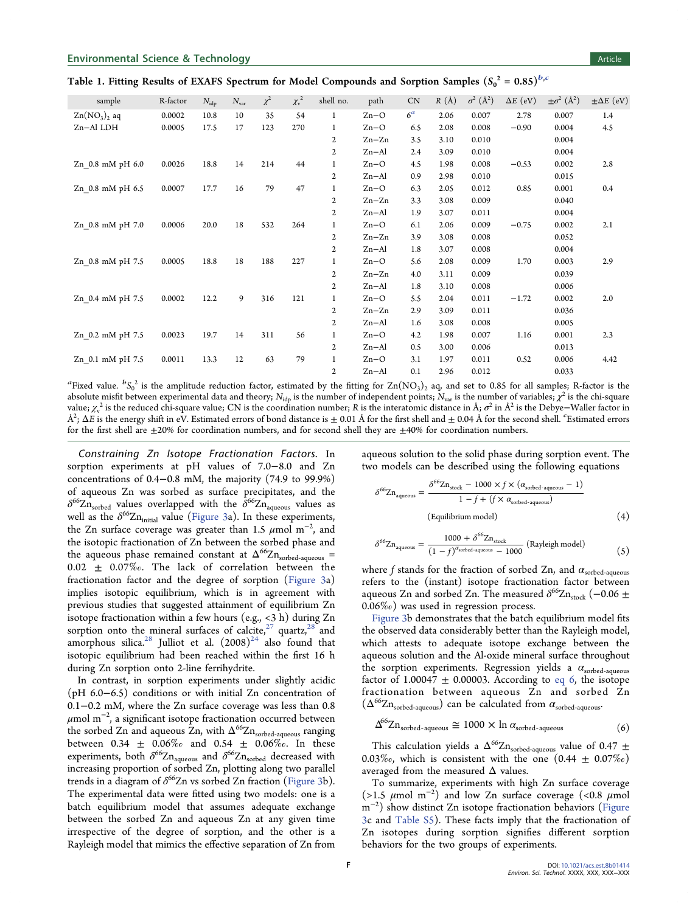Table 1. Fitting Results of EXAFS Spectrum for Model Compounds and Sorption Samples ($S_0^2$ = 0.85)[b,c]

| sample | R-factor | $N_{idp}$ | $N_{var}$ | $\chi^2$ | $\chi_v^2$ | shell no. | path | CN | $R$ (Å) | $\sigma^2$ (Å$^2$) | $\Delta E$ (eV) | $\pm\sigma^2$ (Å$^2$) | $\pm\Delta E$ (eV) |
|---|---|---|---|---|---|---|---|---|---|---|---|---|---|
| $Zn(NO_3)_2$ aq | 0.0002 | 10.8 | 10 | 35 | 54 | 1 | Zn−O | 6[a] | 2.06 | 0.007 | 2.78 | 0.007 | 1.4 |
| Zn−Al LDH | 0.0005 | 17.5 | 17 | 123 | 270 | 1 | Zn−O | 6.5 | 2.08 | 0.008 | −0.90 | 0.004 | 4.5 |
| | | | | | | 2 | Zn−Zn | 3.5 | 3.10 | 0.010 | | 0.004 | |
| | | | | | | 2 | Zn−Al | 2.4 | 3.09 | 0.010 | | 0.004 | |
| Zn_0.8 mM pH 6.0 | 0.0026 | 18.8 | 14 | 214 | 44 | 1 | Zn−O | 4.5 | 1.98 | 0.008 | −0.53 | 0.002 | 2.8 |
| | | | | | | 2 | Zn−Al | 0.9 | 2.98 | 0.010 | | 0.015 | |
| Zn_0.8 mM pH 6.5 | 0.0007 | 17.7 | 16 | 79 | 47 | 1 | Zn−O | 6.3 | 2.05 | 0.012 | 0.85 | 0.001 | 0.4 |
| | | | | | | 2 | Zn−Zn | 3.3 | 3.08 | 0.009 | | 0.040 | |
| | | | | | | 2 | Zn−Al | 1.9 | 3.07 | 0.011 | | 0.004 | |
| Zn_0.8 mM pH 7.0 | 0.0006 | 20.0 | 18 | 532 | 264 | 1 | Zn−O | 6.1 | 2.06 | 0.009 | −0.75 | 0.002 | 2.1 |
| | | | | | | 2 | Zn−Zn | 3.9 | 3.08 | 0.008 | | 0.052 | |
| | | | | | | 2 | Zn−Al | 1.8 | 3.07 | 0.008 | | 0.004 | |
| Zn_0.8 mM pH 7.5 | 0.0005 | 18.8 | 18 | 188 | 227 | 1 | Zn−O | 5.6 | 2.08 | 0.009 | 1.70 | 0.003 | 2.9 |
| | | | | | | 2 | Zn−Zn | 4.0 | 3.11 | 0.009 | | 0.039 | |
| | | | | | | 2 | Zn−Al | 1.8 | 3.10 | 0.008 | | 0.006 | |
| Zn_0.4 mM pH 7.5 | 0.0002 | 12.2 | 9 | 316 | 121 | 1 | Zn−O | 5.5 | 2.04 | 0.011 | −1.72 | 0.002 | 2.0 |
| | | | | | | 2 | Zn−Zn | 2.9 | 3.09 | 0.011 | | 0.036 | |
| | | | | | | 2 | Zn−Al | 1.6 | 3.08 | 0.008 | | 0.005 | |
| Zn_0.2 mM pH 7.5 | 0.0023 | 19.7 | 14 | 311 | 56 | 1 | Zn−O | 4.2 | 1.98 | 0.007 | 1.16 | 0.001 | 2.3 |
| | | | | | | 2 | Zn−Al | 0.5 | 3.00 | 0.006 | | 0.013 | |
| Zn_0.1 mM pH 7.5 | 0.0011 | 13.3 | 12 | 63 | 79 | 1 | Zn−O | 3.1 | 1.97 | 0.011 | 0.52 | 0.006 | 4.42 |
| | | | | | | 2 | Zn−Al | 0.1 | 2.96 | 0.012 | | 0.033 | |

[a]Fixed value. [b]$S_0^2$ is the amplitude reduction factor, estimated by the fitting for $Zn(NO_3)_2$ aq, and set to 0.85 for all samples; R-factor is the absolute misfit between experimental data and theory; $N_{idp}$ is the number of independent points; $N_{var}$ is the number of variables; $\chi^2$ is the chi-square value; $\chi_v^2$ is the reduced chi-square value; CN is the coordination number; $R$ is the interatomic distance in Å; $\sigma^2$ in Å$^2$ is the Debye−Waller factor in Å$^2$; $\Delta E$ is the energy shift in eV. Estimated errors of bond distance is ± 0.01 Å for the first shell and ± 0.04 Å for the second shell. [c]Estimated errors for the first shell are ±20% for coordination numbers, and for second shell they are ±40% for coordination numbers.

*Constraining Zn Isotope Fractionation Factors.* In sorption experiments at pH values of 7.0−8.0 and Zn concentrations of 0.4−0.8 mM, the majority (74.9 to 99.9%) of aqueous Zn was sorbed as surface precipitates, and the $\delta^{66}Zn_{sorbed}$ values overlapped with the $\delta^{66}Zn_{aqueous}$ values as well as the $\delta^{66}Zn_{initial}$ value (Figure 3a). In these experiments, the Zn surface coverage was greater than 1.5 $\mu$mol m$^{-2}$, and the isotopic fractionation of Zn between the sorbed phase and the aqueous phase remained constant at $\Delta^{66}Zn_{sorbed-aqueous}$ = 0.02 ± 0.07‰. The lack of correlation between the fractionation factor and the degree of sorption (Figure 3a) implies isotopic equilibrium, which is in agreement with previous studies that suggested attainment of equilibrium Zn isotope fractionation within a few hours (e.g., <3 h) during Zn sorption onto the mineral surfaces of calcite,[27] quartz,[28] and amorphous silica.[28] Julliot et al. (2008)[24] also found that isotopic equilibrium had been reached within the first 16 h during Zn sorption onto 2-line ferrihydrite.

In contrast, in sorption experiments under slightly acidic (pH 6.0−6.5) conditions or with initial Zn concentration of 0.1−0.2 mM, where the Zn surface coverage was less than 0.8 $\mu$mol m$^{-2}$, a significant isotope fractionation occurred between the sorbed Zn and aqueous Zn, with $\Delta^{66}Zn_{sorbed-aqueous}$ ranging between 0.34 ± 0.06‰ and 0.54 ± 0.06‰. In these experiments, both $\delta^{66}Zn_{aqueous}$ and $\delta^{66}Zn_{sorbed}$ decreased with increasing proportion of sorbed Zn, plotting along two parallel trends in a diagram of $\delta^{66}$Zn vs sorbed Zn fraction (Figure 3b). The experimental data were fitted using two models: one is a batch equilibrium model that assumes adequate exchange between the sorbed Zn and aqueous Zn at any given time irrespective of the degree of sorption, and the other is a Rayleigh model that mimics the effective separation of Zn from aqueous solution to the solid phase during sorption event. The two models can be described using the following equations

$$\delta^{66}Zn_{aqueous} = \frac{\delta^{66}Zn_{stock} - 1000 \times f \times (\alpha_{sorbed-aqueous} - 1)}{1 - f + (f \times \alpha_{sorbed-aqueous})} \quad \text{(Equilibrium model)} \tag{4}$$

$$\delta^{66}Zn_{aqueous} = \frac{1000 + \delta^{66}Zn_{stock}}{(1 - f)^{\alpha_{sorbed-aqueous}} - 1000} \quad \text{(Rayleigh model)} \tag{5}$$

where $f$ stands for the fraction of sorbed Zn, and $\alpha_{sorbed-aqueous}$ refers to the (instant) isotope fractionation factor between aqueous Zn and sorbed Zn. The measured $\delta^{66}Zn_{stock}$ (−0.06 ± 0.06‰) was used in regression process.

Figure 3b demonstrates that the batch equilibrium model fits the observed data considerably better than the Rayleigh model, which attests to adequate isotope exchange between the aqueous solution and the Al-oxide mineral surface throughout the sorption experiments. Regression yields a $\alpha_{sorbed-aqueous}$ factor of 1.00047 ± 0.00003. According to eq 6, the isotope fractionation between aqueous Zn and sorbed Zn ($\Delta^{66}Zn_{sorbed-aqueous}$) can be calculated from $\alpha_{sorbed-aqueous}$.

$$\Delta^{66}Zn_{sorbed-aqueous} \cong 1000 \times \ln \alpha_{sorbed-aqueous} \tag{6}$$

This calculation yields a $\Delta^{66}Zn_{sorbed-aqueous}$ value of 0.47 ± 0.03‰, which is consistent with the one (0.44 ± 0.07‰) averaged from the measured Δ values.

To summarize, experiments with high Zn surface coverage (>1.5 $\mu$mol m$^{-2}$) and low Zn surface coverage (<0.8 $\mu$mol m$^{-2}$) show distinct Zn isotope fractionation behaviors (Figure 3c and Table S5). These facts imply that the fractionation of Zn isotopes during sorption signifies different sorption behaviors for the two groups of experiments.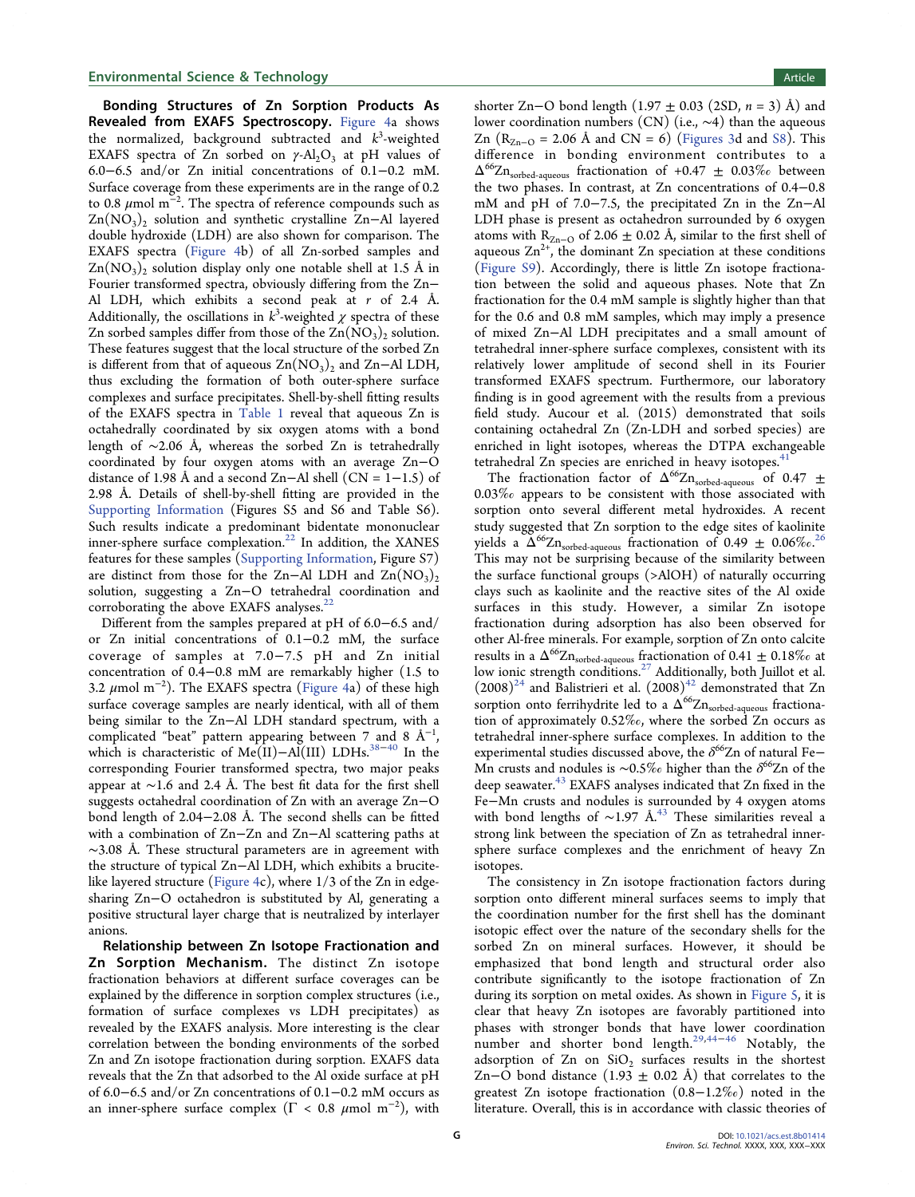**Bonding Structures of Zn Sorption Products As Revealed from EXAFS Spectroscopy.** Figure 4a shows the normalized, background subtracted and $k^3$-weighted EXAFS spectra of Zn sorbed on $\gamma$-$Al_2O_3$ at pH values of 6.0−6.5 and/or Zn initial concentrations of 0.1−0.2 mM. Surface coverage from these experiments are in the range of 0.2 to 0.8 $\mu$mol m$^{-2}$. The spectra of reference compounds such as $Zn(NO_3)_2$ solution and synthetic crystalline Zn−Al layered double hydroxide (LDH) are also shown for comparison. The EXAFS spectra (Figure 4b) of all Zn-sorbed samples and $Zn(NO_3)_2$ solution display only one notable shell at 1.5 Å in Fourier transformed spectra, obviously differing from the Zn−Al LDH, which exhibits a second peak at $r$ of 2.4 Å. Additionally, the oscillations in $k^3$-weighted $\chi$ spectra of these Zn sorbed samples differ from those of the $Zn(NO_3)_2$ solution. These features suggest that the local structure of the sorbed Zn is different from that of aqueous $Zn(NO_3)_2$ and Zn−Al LDH, thus excluding the formation of both outer-sphere surface complexes and surface precipitates. Shell-by-shell fitting results of the EXAFS spectra in Table 1 reveal that aqueous Zn is octahedrally coordinated by six oxygen atoms with a bond length of ∼2.06 Å, whereas the sorbed Zn is tetrahedrally coordinated by four oxygen atoms with an average Zn−O distance of 1.98 Å and a second Zn−Al shell (CN = 1−1.5) of 2.98 Å. Details of shell-by-shell fitting are provided in the Supporting Information (Figures S5 and S6 and Table S6). Such results indicate a predominant bidentate mononuclear inner-sphere surface complexation.[22] In addition, the XANES features for these samples (Supporting Information, Figure S7) are distinct from those for the Zn−Al LDH and $Zn(NO_3)_2$ solution, suggesting a Zn−O tetrahedral coordination and corroborating the above EXAFS analyses.[22]

Different from the samples prepared at pH of 6.0−6.5 and/or Zn initial concentrations of 0.1−0.2 mM, the surface coverage of samples at 7.0−7.5 pH and Zn initial concentration of 0.4−0.8 mM are remarkably higher (1.5 to 3.2 $\mu$mol m$^{-2}$). The EXAFS spectra (Figure 4a) of these high surface coverage samples are nearly identical, with all of them being similar to the Zn−Al LDH standard spectrum, with a complicated "beat" pattern appearing between 7 and 8 Å$^{-1}$, which is characteristic of Me(II)−Al(III) LDHs.[38−40] In the corresponding Fourier transformed spectra, two major peaks appear at ∼1.6 and 2.4 Å. The best fit data for the first shell suggests octahedral coordination of Zn with an average Zn−O bond length of 2.04−2.08 Å. The second shells can be fitted with a combination of Zn−Zn and Zn−Al scattering paths at ∼3.08 Å. These structural parameters are in agreement with the structure of typical Zn−Al LDH, which exhibits a brucite-like layered structure (Figure 4c), where 1/3 of the Zn in edge-sharing Zn−O octahedron is substituted by Al, generating a positive structural layer charge that is neutralized by interlayer anions.

**Relationship between Zn Isotope Fractionation and Zn Sorption Mechanism.** The distinct Zn isotope fractionation behaviors at different surface coverages can be explained by the difference in sorption complex structures (i.e., formation of surface complexes vs LDH precipitates) as revealed by the EXAFS analysis. More interesting is the clear correlation between the bonding environments of the sorbed Zn and Zn isotope fractionation during sorption. EXAFS data reveals that the Zn that adsorbed to the Al oxide surface at pH of 6.0−6.5 and/or Zn concentrations of 0.1−0.2 mM occurs as an inner-sphere surface complex ($\Gamma$ < 0.8 $\mu$mol m$^{-2}$), with shorter Zn−O bond length (1.97 ± 0.03 (2SD, $n$ = 3) Å) and lower coordination numbers (CN) (i.e., ∼4) than the aqueous Zn ($R_{Zn-O}$ = 2.06 Å and CN = 6) (Figures 3d and S8). This difference in bonding environment contributes to a $\Delta^{66}Zn_{sorbed\text{-}aqueous}$ fractionation of +0.47 ± 0.03‰ between the two phases. In contrast, at Zn concentrations of 0.4−0.8 mM and pH of 7.0−7.5, the precipitated Zn in the Zn−Al LDH phase is present as octahedron surrounded by 6 oxygen atoms with $R_{Zn-O}$ of 2.06 ± 0.02 Å, similar to the first shell of aqueous $Zn^{2+}$, the dominant Zn speciation at these conditions (Figure S9). Accordingly, there is little Zn isotope fractionation between the solid and aqueous phases. Note that Zn fractionation for the 0.4 mM sample is slightly higher than that for the 0.6 and 0.8 mM samples, which may imply a presence of mixed Zn−Al LDH precipitates and a small amount of tetrahedral inner-sphere surface complexes, consistent with its relatively lower amplitude of second shell in its Fourier transformed EXAFS spectrum. Furthermore, our laboratory finding is in good agreement with the results from a previous field study. Aucour et al. (2015) demonstrated that soils containing octahedral Zn (Zn-LDH and sorbed species) are enriched in light isotopes, whereas the DTPA exchangeable tetrahedral Zn species are enriched in heavy isotopes.[41]

The fractionation factor of $\Delta^{66}Zn_{sorbed\text{-}aqueous}$ of 0.47 ± 0.03‰ appears to be consistent with those associated with sorption onto several different metal hydroxides. A recent study suggested that Zn sorption to the edge sites of kaolinite yields a $\Delta^{66}Zn_{sorbed\text{-}aqueous}$ fractionation of 0.49 ± 0.06‰.[26] This may not be surprising because of the similarity between the surface functional groups (>AlOH) of naturally occurring clays such as kaolinite and the reactive sites of the Al oxide surfaces in this study. However, a similar Zn isotope fractionation during adsorption has also been observed for other Al-free minerals. For example, sorption of Zn onto calcite results in a $\Delta^{66}Zn_{sorbed\text{-}aqueous}$ fractionation of 0.41 ± 0.18‰ at low ionic strength conditions.[27] Additionally, both Juillot et al. (2008)[24] and Balistrieri et al. (2008)[42] demonstrated that Zn sorption onto ferrihydrite led to a $\Delta^{66}Zn_{sorbed\text{-}aqueous}$ fractionation of approximately 0.52‰, where the sorbed Zn occurs as tetrahedral inner-sphere surface complexes. In addition to the experimental studies discussed above, the $\delta^{66}Zn$ of natural Fe−Mn crusts and nodules is ∼0.5‰ higher than the $\delta^{66}Zn$ of the deep seawater.[43] EXAFS analyses indicated that Zn fixed in the Fe−Mn crusts and nodules is surrounded by 4 oxygen atoms with bond lengths of ∼1.97 Å.[43] These similarities reveal a strong link between the speciation of Zn as tetrahedral inner-sphere surface complexes and the enrichment of heavy Zn isotopes.

The consistency in Zn isotope fractionation factors during sorption onto different mineral surfaces seems to imply that the coordination number for the first shell has the dominant isotopic effect over the nature of the secondary shells for the sorbed Zn on mineral surfaces. However, it should be emphasized that bond length and structural order also contribute significantly to the isotope fractionation of Zn during its sorption on metal oxides. As shown in Figure 5, it is clear that heavy Zn isotopes are favorably partitioned into phases with stronger bonds that have lower coordination number and shorter bond length.[29,44−46] Notably, the adsorption of Zn on $SiO_2$ surfaces results in the shortest Zn−O bond distance (1.93 ± 0.02 Å) that correlates to the greatest Zn isotope fractionation (0.8−1.2‰) noted in the literature. Overall, this is in accordance with classic theories of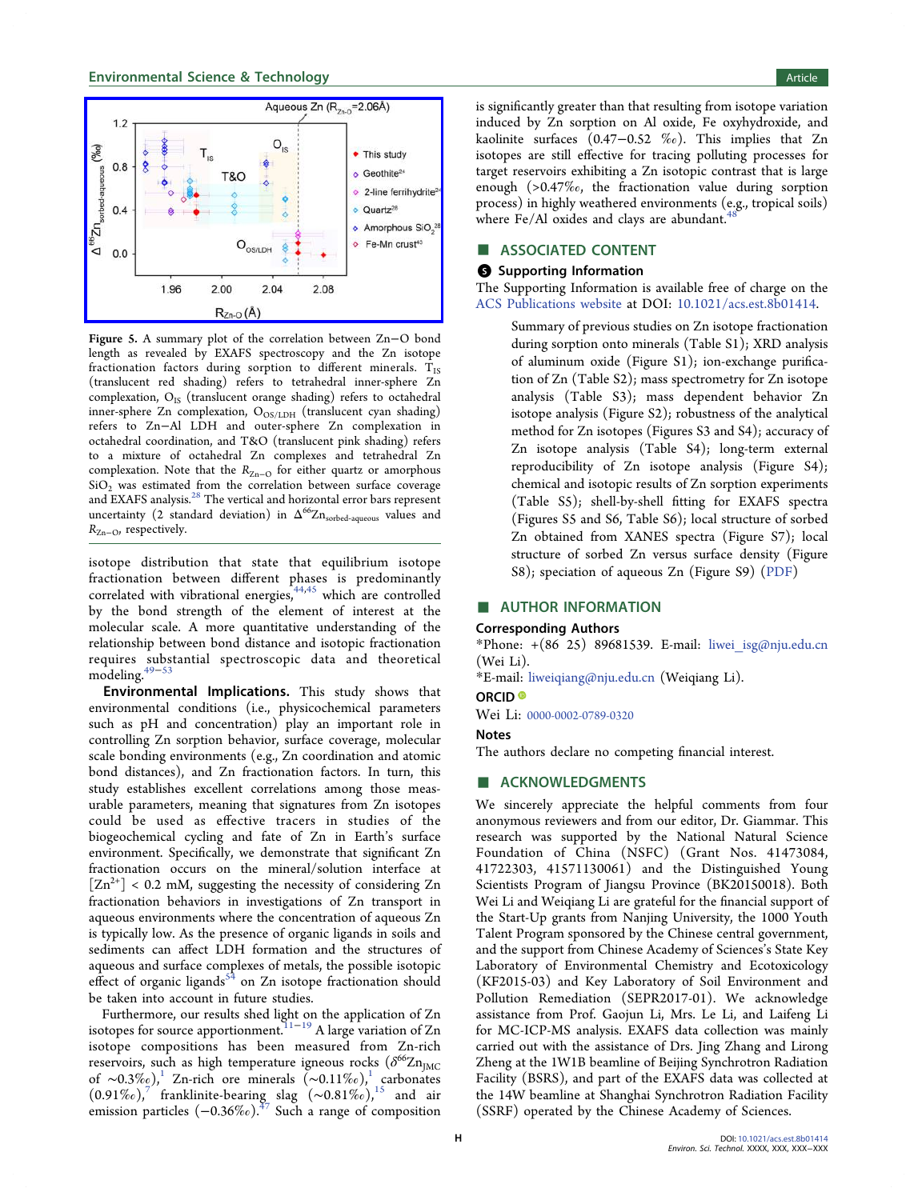**Figure 5.** A summary plot of the correlation between Zn−O bond length as revealed by EXAFS spectroscopy and the Zn isotope fractionation factors during sorption to different minerals. $T_{IS}$ (translucent red shading) refers to tetrahedral inner-sphere Zn complexation, $O_{IS}$ (translucent orange shading) refers to octahedral inner-sphere Zn complexation, $O_{OS/LDH}$ (translucent cyan shading) refers to Zn−Al LDH and outer-sphere Zn complexation in octahedral coordination, and T&O (translucent pink shading) refers to a mixture of octahedral Zn complexes and tetrahedral Zn complexation. Note that the $R_{Zn-O}$ for either quartz or amorphous $SiO_2$ was estimated from the correlation between surface coverage and EXAFS analysis.[28] The vertical and horizontal error bars represent uncertainty (2 standard deviation) in $\Delta^{66}Zn_{sorbed-aqueous}$ values and $R_{Zn-O}$, respectively.

isotope distribution that state that equilibrium isotope fractionation between different phases is predominantly correlated with vibrational energies,[44,45] which are controlled by the bond strength of the element of interest at the molecular scale. A more quantitative understanding of the relationship between bond distance and isotopic fractionation requires substantial spectroscopic data and theoretical modeling.[49−53]

**Environmental Implications.** This study shows that environmental conditions (i.e., physicochemical parameters such as pH and concentration) play an important role in controlling Zn sorption behavior, surface coverage, molecular scale bonding environments (e.g., Zn coordination and atomic bond distances), and Zn fractionation factors. In turn, this study establishes excellent correlations among those measurable parameters, meaning that signatures from Zn isotopes could be used as effective tracers in studies of the biogeochemical cycling and fate of Zn in Earth's surface environment. Specifically, we demonstrate that significant Zn fractionation occurs on the mineral/solution interface at $[Zn^{2+}] < 0.2$ mM, suggesting the necessity of considering Zn fractionation behaviors in investigations of Zn transport in aqueous environments where the concentration of aqueous Zn is typically low. As the presence of organic ligands in soils and sediments can affect LDH formation and the structures of aqueous and surface complexes of metals, the possible isotopic effect of organic ligands[54] on Zn isotope fractionation should be taken into account in future studies.

Furthermore, our results shed light on the application of Zn isotopes for source apportionment.[11−19] A large variation of Zn isotope compositions has been measured from Zn-rich reservoirs, such as high temperature igneous rocks ($\delta^{66}Zn_{JMC}$ of ∼0.3‰),[1] Zn-rich ore minerals (∼0.11‰),[1] carbonates (0.91‰),[7] franklinite-bearing slag (∼0.81‰),[15] and air emission particles (−0.36‰).[47] Such a range of composition is significantly greater than that resulting from isotope variation induced by Zn sorption on Al oxide, Fe oxyhydroxide, and kaolinite surfaces (0.47−0.52 ‰). This implies that Zn isotopes are still effective for tracing polluting processes for target reservoirs exhibiting a Zn isotopic contrast that is large enough (>0.47‰, the fractionation value during sorption process) in highly weathered environments (e.g., tropical soils) where Fe/Al oxides and clays are abundant.[48]

## ■ ASSOCIATED CONTENT

### Supporting Information

The Supporting Information is available free of charge on the ACS Publications website at DOI: 10.1021/acs.est.8b01414.

> Summary of previous studies on Zn isotope fractionation during sorption onto minerals (Table S1); XRD analysis of aluminum oxide (Figure S1); ion-exchange purification of Zn (Table S2); mass spectrometry for Zn isotope analysis (Table S3); mass dependent behavior Zn isotope analysis (Figure S2); robustness of the analytical method for Zn isotopes (Figures S3 and S4); accuracy of Zn isotope analysis (Table S4); long-term external reproducibility of Zn isotope analysis (Figure S4); chemical and isotopic results of Zn sorption experiments (Table S5); shell-by-shell fitting for EXAFS spectra (Figures S5 and S6, Table S6); local structure of sorbed Zn obtained from XANES spectra (Figure S7); local structure of sorbed Zn versus surface density (Figure S8); speciation of aqueous Zn (Figure S9) (PDF)

## ■ AUTHOR INFORMATION

### Corresponding Authors

*Phone: +(86 25) 89681539. E-mail: liwei_isg@nju.edu.cn (Wei Li).

*E-mail: liweiqiang@nju.edu.cn (Weiqiang Li).

### ORCID

Wei Li: 0000-0002-0789-0320

### Notes

The authors declare no competing financial interest.

## ■ ACKNOWLEDGMENTS

We sincerely appreciate the helpful comments from four anonymous reviewers and from our editor, Dr. Giammar. This research was supported by the National Natural Science Foundation of China (NSFC) (Grant Nos. 41473084, 41722303, 41571130061) and the Distinguished Young Scientists Program of Jiangsu Province (BK20150018). Both Wei Li and Weiqiang Li are grateful for the financial support of the Start-Up grants from Nanjing University, the 1000 Youth Talent Program sponsored by the Chinese central government, and the support from Chinese Academy of Sciences's State Key Laboratory of Environmental Chemistry and Ecotoxicology (KF2015-03) and Key Laboratory of Soil Environment and Pollution Remediation (SEPR2017-01). We acknowledge assistance from Prof. Gaojun Li, Mrs. Le Li, and Laifeng Li for MC-ICP-MS analysis. EXAFS data collection was mainly carried out with the assistance of Drs. Jing Zhang and Lirong Zheng at the 1W1B beamline of Beijing Synchrotron Radiation Facility (BSRF), and part of the EXAFS data was collected at the 14W beamline at Shanghai Synchrotron Radiation Facility (SSRF) operated by the Chinese Academy of Sciences.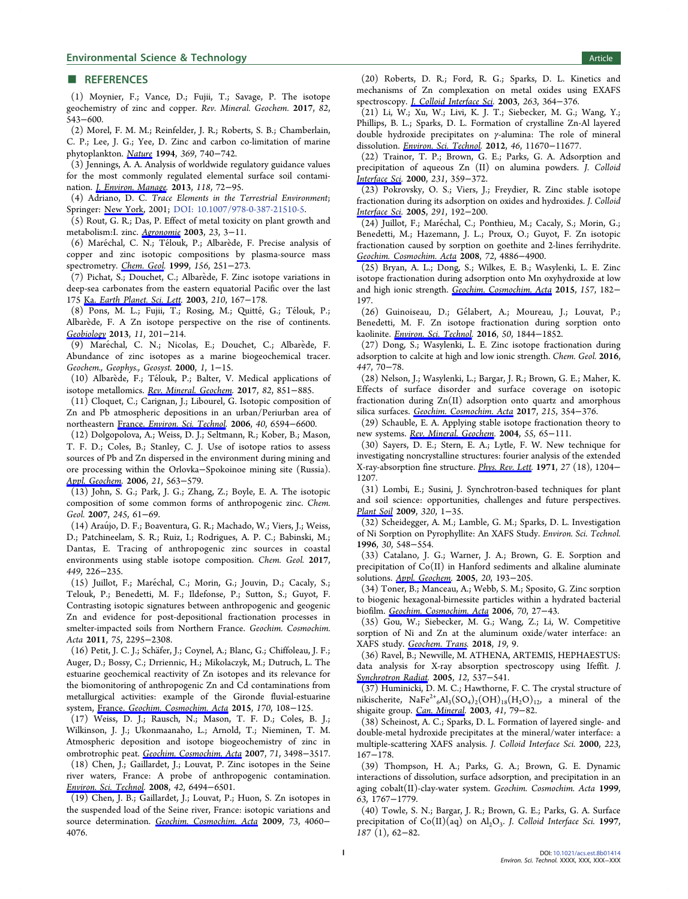## ■ REFERENCES

(1) Moynier, F.; Vance, D.; Fujii, T.; Savage, P. The isotope geochemistry of zinc and copper. *Rev. Mineral. Geochem.* **2017**, *82*, 543−600.

(2) Morel, F. M. M.; Reinfelder, J. R.; Roberts, S. B.; Chamberlain, C. P.; Lee, J. G.; Yee, D. Zinc and carbon co-limitation of marine phytoplankton. *Nature* **1994**, *369*, 740−742.

(3) Jennings, A. A. Analysis of worldwide regulatory guidance values for the most commonly regulated elemental surface soil contamination. *J. Environ. Manage.* **2013**, *118*, 72−95.

(4) Adriano, D. C. *Trace Elements in the Terrestrial Environment*; Springer: New York, 2001; DOI: 10.1007/978-0-387-21510-5.

(5) Rout, G. R.; Das, P. Effect of metal toxicity on plant growth and metabolism:I. zinc. *Agronomie* **2003**, *23*, 3−11.

(6) Maréchal, C. N.; Télouk, P.; Albarède, F. Precise analysis of copper and zinc isotopic compositions by plasma-source mass spectrometry. *Chem. Geol.* **1999**, *156*, 251−273.

(7) Pichat, S.; Douchet, C.; Albarède, F. Zinc isotope variations in deep-sea carbonates from the eastern equatorial Pacific over the last 175 Ka. *Earth Planet. Sci. Lett.* **2003**, *210*, 167−178.

(8) Pons, M. L.; Fujii, T.; Rosing, M.; Quitté, G.; Télouk, P.; Albarède, F. A Zn isotope perspective on the rise of continents. *Geobiology* **2013**, *11*, 201−214.

(9) Maréchal, C. N.; Nicolas, E.; Douchet, C.; Albarède, F. Abundance of zinc isotopes as a marine biogeochemical tracer. *Geochem., Geophys., Geosyst.* **2000**, *1*, 1−15.

(10) Albarède, F.; Télouk, P.; Balter, V. Medical applications of isotope metallomics. *Rev. Mineral. Geochem.* **2017**, *82*, 851−885.

(11) Cloquet, C.; Carignan, J.; Libourel, G. Isotopic composition of Zn and Pb atmospheric depositions in an urban/Periurban area of northeastern France. *Environ. Sci. Technol.* **2006**, *40*, 6594−6600.

(12) Dolgopolova, A.; Weiss, D. J.; Seltmann, R.; Kober, B.; Mason, T. F. D.; Coles, B.; Stanley, C. J. Use of isotope ratios to assess sources of Pb and Zn dispersed in the environment during mining and ore processing within the Orlovka−Spokoinoe mining site (Russia). *Appl. Geochem.* **2006**, *21*, 563−579.

(13) John, S. G.; Park, J. G.; Zhang, Z.; Boyle, E. A. The isotopic composition of some common forms of anthropogenic zinc. *Chem. Geol.* **2007**, *245*, 61−69.

(14) Araújo, D. F.; Boaventura, G. R.; Machado, W.; Viers, J.; Weiss, D.; Patchineelam, S. R.; Ruiz, I.; Rodrigues, A. P. C.; Babinski, M.; Dantas, E. Tracing of anthropogenic zinc sources in coastal environments using stable isotope composition. *Chem. Geol.* **2017**, *449*, 226−235.

(15) Juillot, F.; Maréchal, C.; Morin, G.; Jouvin, D.; Cacaly, S.; Telouk, P.; Benedetti, M. F.; Ildefonse, P.; Sutton, S.; Guyot, F. Contrasting isotopic signatures between anthropogenic and geogenic Zn and evidence for post-depositional fractionation processes in smelter-impacted soils from Northern France. *Geochim. Cosmochim. Acta* **2011**, *75*, 2295−2308.

(16) Petit, J. C. J.; Schäfer, J.; Coynel, A.; Blanc, G.; Chiffoleau, J. F.; Auger, D.; Bossy, C.; Drriennic, H.; Mikolaczyk, M.; Dutruch, L. The estuarine geochemical reactivity of Zn isotopes and its relevance for the biomonitoring of anthropogenic Zn and Cd contaminations from metallurgical activities: example of the Gironde fluvial-estuarine system, France. *Geochim. Cosmochim. Acta* **2015**, *170*, 108−125.

(17) Weiss, D. J.; Rausch, N.; Mason, T. F. D.; Coles, B. J.; Wilkinson, J. J.; Ukonmaanaho, L.; Arnold, T.; Nieminen, T. M. Atmospheric deposition and isotope biogeochemistry of zinc in ombrotrophic peat. *Geochim. Cosmochim. Acta* **2007**, *71*, 3498−3517.

(18) Chen, J.; Gaillardet, J.; Louvat, P. Zinc isotopes in the Seine river waters, France: A probe of anthropogenic contamination. *Environ. Sci. Technol.* **2008**, *42*, 6494−6501.

(19) Chen, J. B.; Gaillardet, J.; Louvat, P.; Huon, S. Zn isotopes in the suspended load of the Seine river, France: isotopic variations and source determination. *Geochim. Cosmochim. Acta* **2009**, *73*, 4060−4076.

(20) Roberts, D. R.; Ford, R. G.; Sparks, D. L. Kinetics and mechanisms of Zn complexation on metal oxides using EXAFS spectroscopy. *J. Colloid Interface Sci.* **2003**, *263*, 364−376.

(21) Li, W.; Xu, W.; Livi, K. J. T.; Siebecker, M. G.; Wang, Y.; Phillips, B. L.; Sparks, D. L. Formation of crystalline Zn-Al layered double hydroxide precipitates on γ-alumina: The role of mineral dissolution. *Environ. Sci. Technol.* **2012**, *46*, 11670−11677.

(22) Trainor, T. P.; Brown, G. E.; Parks, G. A. Adsorption and precipitation of aqueous Zn (II) on alumina powders. *J. Colloid Interface Sci.* **2000**, *231*, 359−372.

(23) Pokrovsky, O. S.; Viers, J.; Freydier, R. Zinc stable isotope fractionation during its adsorption on oxides and hydroxides. *J. Colloid Interface Sci.* **2005**, *291*, 192−200.

(24) Juillot, F.; Maréchal, C.; Ponthieu, M.; Cacaly, S.; Morin, G.; Benedetti, M.; Hazemann, J. L.; Proux, O.; Guyot, F. Zn isotopic fractionation caused by sorption on goethite and 2-lines ferrihydrite. *Geochim. Cosmochim. Acta* **2008**, *72*, 4886−4900.

(25) Bryan, A. L.; Dong, S.; Wilkes, E. B.; Wasylenki, L. E. Zinc isotope fractionation during adsorption onto Mn oxyhydroxide at low and high ionic strength. *Geochim. Cosmochim. Acta* **2015**, *157*, 182−197.

(26) Guinoiseau, D.; Gélabert, A.; Moureau, J.; Louvat, P.; Benedetti, M. F. Zn isotope fractionation during sorption onto kaolinite. *Environ. Sci. Technol.* **2016**, *50*, 1844−1852.

(27) Dong, S.; Wasylenki, L. E. Zinc isotope fractionation during adsorption to calcite at high and low ionic strength. *Chem. Geol.* **2016**, *447*, 70−78.

(28) Nelson, J.; Wasylenki, L.; Bargar, J. R.; Brown, G. E.; Maher, K. Effects of surface disorder and surface coverage on isotopic fractionation during Zn(II) adsorption onto quartz and amorphous silica surfaces. *Geochim. Cosmochim. Acta* **2017**, *215*, 354−376.

(29) Schauble, E. A. Applying stable isotope fractionation theory to new systems. *Rev. Mineral. Geochem.* **2004**, *55*, 65−111.

(30) Sayers, D. E.; Stern, E. A.; Lytle, F. W. New technique for investigating noncrystalline structures: fourier analysis of the extended X-ray-absorption fine structure. *Phys. Rev. Lett.* **1971**, *27* (18), 1204−1207.

(31) Lombi, E.; Susini, J. Synchrotron-based techniques for plant and soil science: opportunities, challenges and future perspectives. *Plant Soil* **2009**, *320*, 1−35.

(32) Scheidegger, A. M.; Lamble, G. M.; Sparks, D. L. Investigation of Ni Sorption on Pyrophyllite: An XAFS Study. *Environ. Sci. Technol.* **1996**, *30*, 548−554.

(33) Catalano, J. G.; Warner, J. A.; Brown, G. E. Sorption and precipitation of Co(II) in Hanford sediments and alkaline aluminate solutions. *Appl. Geochem.* **2005**, *20*, 193−205.

(34) Toner, B.; Manceau, A.; Webb, S. M.; Sposito, G. Zinc sorption to biogenic hexagonal-birnessite particles within a hydrated bacterial biofilm. *Geochim. Cosmochim. Acta* **2006**, *70*, 27−43.

(35) Gou, W.; Siebecker, M. G.; Wang, Z.; Li, W. Competitive sorption of Ni and Zn at the aluminum oxide/water interface: an XAFS study. *Geochem. Trans.* **2018**, *19*, 9.

(36) Ravel, B.; Newville, M. ATHENA, ARTEMIS, HEPHAESTUS: data analysis for X-ray absorption spectroscopy using Ifeffit. *J. Synchrotron Radiat.* **2005**, *12*, 537−541.

(37) Huminicki, D. M. C.; Hawthorne, F. C. The crystal structure of nikischerite, $NaFe^{2+}{}_6Al_3(SO_4)_2(OH)_{18}(H_2O)_{12}$, a mineral of the shigaite group. *Can. Mineral.* **2003**, *41*, 79−82.

(38) Scheinost, A. C.; Sparks, D. L. Formation of layered single- and double-metal hydroxide precipitates at the mineral/water interface: a multiple-scattering XAFS analysis. *J. Colloid Interface Sci.* **2000**, *223*, 167−178.

(39) Thompson, H. A.; Parks, G. A.; Brown, G. E. Dynamic interactions of dissolution, surface adsorption, and precipitation in an aging cobalt(II)-clay-water system. *Geochim. Cosmochim. Acta* **1999**, *63*, 1767−1779.

(40) Towle, S. N.; Bargar, J. R.; Brown, G. E.; Parks, G. A. Surface precipitation of Co(II)(aq) on $Al_2O_3$. *J. Colloid Interface Sci.* **1997**, *187* (1), 62−82.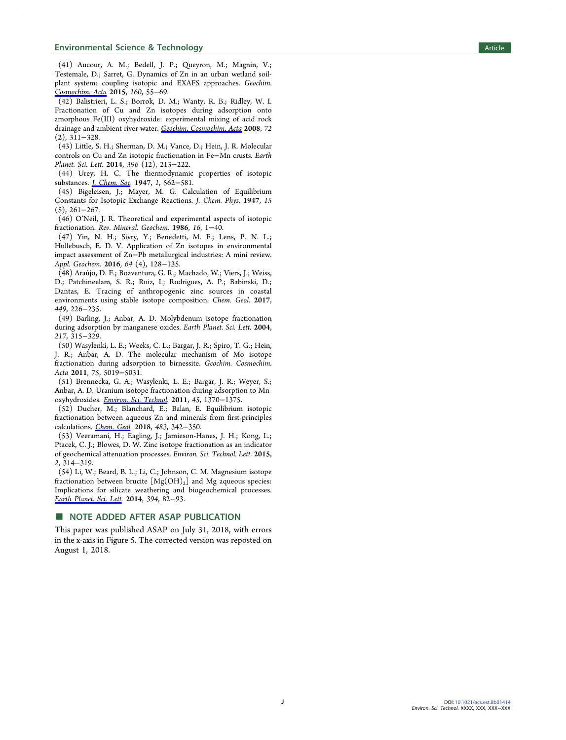(41) Aucour, A. M.; Bedell, J. P.; Queyron, M.; Magnin, V.; Testemale, D.; Sarret, G. Dynamics of Zn in an urban wetland soil-plant system: coupling isotopic and EXAFS approaches. *Geochim. Cosmochim. Acta* **2015**, *160*, 55−69.

(42) Balistrieri, L. S.; Borrok, D. M.; Wanty, R. B.; Ridley, W. I. Fractionation of Cu and Zn isotopes during adsorption onto amorphous Fe(III) oxyhydroxide: experimental mixing of acid rock drainage and ambient river water. *Geochim. Cosmochim. Acta* **2008**, *72* (2), 311−328.

(43) Little, S. H.; Sherman, D. M.; Vance, D.; Hein, J. R. Molecular controls on Cu and Zn isotopic fractionation in Fe−Mn crusts. *Earth Planet. Sci. Lett.* **2014**, *396* (12), 213−222.

(44) Urey, H. C. The thermodynamic properties of isotopic substances. *J. Chem. Soc.* **1947**, *1*, 562−581.

(45) Bigeleisen, J.; Mayer, M. G. Calculation of Equilibrium Constants for Isotopic Exchange Reactions. *J. Chem. Phys.* **1947**, *15* (5), 261−267.

(46) O'Neil, J. R. Theoretical and experimental aspects of isotopic fractionation. *Rev. Mineral. Geochem.* **1986**, *16*, 1−40.

(47) Yin, N. H.; Sivry, Y.; Benedetti, M. F.; Lens, P. N. L.; Hullebusch, E. D. V. Application of Zn isotopes in environmental impact assessment of Zn−Pb metallurgical industries: A mini review. *Appl. Geochem.* **2016**, *64* (4), 128−135.

(48) Araújo, D. F.; Boaventura, G. R.; Machado, W.; Viers, J.; Weiss, D.; Patchineelam, S. R.; Ruiz, I.; Rodrigues, A. P.; Babinski, D.; Dantas, E. Tracing of anthropogenic zinc sources in coastal environments using stable isotope composition. *Chem. Geol.* **2017**, *449*, 226−235.

(49) Barling, J.; Anbar, A. D. Molybdenum isotope fractionation during adsorption by manganese oxides. *Earth Planet. Sci. Lett.* **2004**, *217*, 315−329.

(50) Wasylenki, L. E.; Weeks, C. L.; Bargar, J. R.; Spiro, T. G.; Hein, J. R.; Anbar, A. D. The molecular mechanism of Mo isotope fractionation during adsorption to birnessite. *Geochim. Cosmochim. Acta* **2011**, *75*, 5019−5031.

(51) Brennecka, G. A.; Wasylenki, L. E.; Bargar, J. R.; Weyer, S.; Anbar, A. D. Uranium isotope fractionation during adsorption to Mn-oxyhydroxides. *Environ. Sci. Technol.* **2011**, *45*, 1370−1375.

(52) Ducher, M.; Blanchard, E.; Balan, E. Equilibrium isotopic fractionation between aqueous Zn and minerals from first-principles calculations. *Chem. Geol.* **2018**, *483*, 342−350.

(53) Veeramani, H.; Eagling, J.; Jamieson-Hanes, J. H.; Kong, L.; Ptacek, C. J.; Blowes, D. W. Zinc isotope fractionation as an indicator of geochemical attenuation processes. *Environ. Sci. Technol. Lett.* **2015**, *2*, 314−319.

(54) Li, W.; Beard, B. L.; Li, C.; Johnson, C. M. Magnesium isotope fractionation between brucite [$Mg(OH)_2$] and Mg aqueous species: Implications for silicate weathering and biogeochemical processes. *Earth Planet. Sci. Lett.* **2014**, *394*, 82−93.

## NOTE ADDED AFTER ASAP PUBLICATION

This paper was published ASAP on July 31, 2018, with errors in the x-axis in Figure 5. The corrected version was reposted on August 1, 2018.